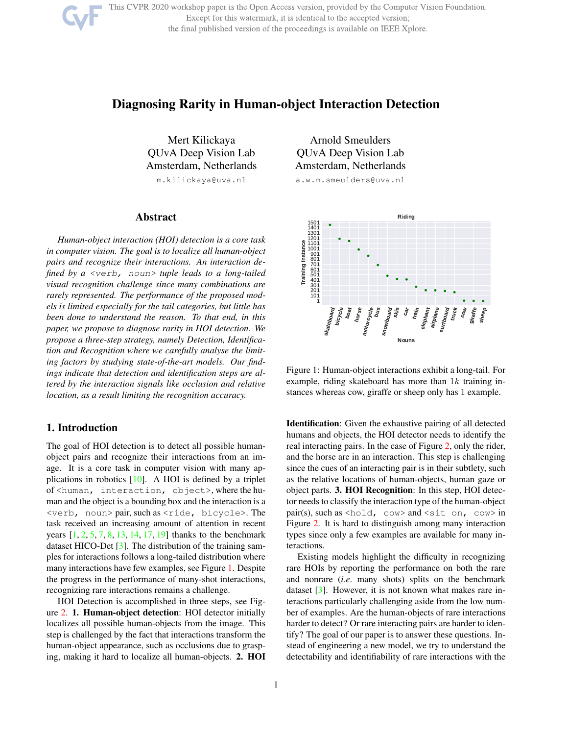# Diagnosing Rarity in Human-object Interaction Detection

Mert Kilickaya
QUvA Deep Vision Lab
Amsterdam, Netherlands
m.kilickaya@uva.nl

Arnold Smeulders
QUvA Deep Vision Lab
Amsterdam, Netherlands
a.w.m.smeulders@uva.nl

## Abstract

*Human-object interaction (HOI) detection is a core task in computer vision. The goal is to localize all human-object pairs and recognize their interactions. An interaction defined by a <verb, noun> tuple leads to a long-tailed visual recognition challenge since many combinations are rarely represented. The performance of the proposed models is limited especially for the tail categories, but little has been done to understand the reason. To that end, in this paper, we propose to diagnose rarity in HOI detection. We propose a three-step strategy, namely Detection, Identification and Recognition where we carefully analyse the limiting factors by studying state-of-the-art models. Our findings indicate that detection and identification steps are altered by the interaction signals like occlusion and relative location, as a result limiting the recognition accuracy.*

## 1. Introduction

The goal of HOI detection is to detect all possible human-object pairs and recognize their interactions from an image. It is a core task in computer vision with many applications in robotics [10]. A HOI is defined by a triplet of `<human, interaction, object>`, where the human and the object is a bounding box and the interaction is a `<verb, noun>` pair, such as `<ride, bicycle>`. The task received an increasing amount of attention in recent years [1, 2, 5, 7, 8, 13, 14, 17, 19] thanks to the benchmark dataset HICO-Det [3]. The distribution of the training samples for interactions follows a long-tailed distribution where many interactions have few examples, see Figure 1. Despite the progress in the performance of many-shot interactions, recognizing rare interactions remains a challenge.

HOI Detection is accomplished in three steps, see Figure 2. **1. Human-object detection**: HOI detector initially localizes all possible human-objects from the image. This step is challenged by the fact that interactions transform the human-object appearance, such as occlusions due to grasping, making it hard to localize all human-objects. **2. HOI Identification**: Given the exhaustive pairing of all detected humans and objects, the HOI detector needs to identify the real interacting pairs. In the case of Figure 2, only the rider, and the horse are in an interaction. This step is challenging since the cues of an interacting pair is in their subtlety, such as the relative locations of human-objects, human gaze or object parts. **3. HOI Recognition**: In this step, HOI detector needs to classify the interaction type of the human-object pair(s), such as `<hold, cow>` and `<sit on, cow>` in Figure 2. It is hard to distinguish among many interaction types since only a few examples are available for many interactions.

Figure 1: Human-object interactions exhibit a long-tail. For example, riding skateboard has more than $1k$ training instances whereas cow, giraffe or sheep only has 1 example.

Existing models highlight the difficulty in recognizing rare HOIs by reporting the performance on both the rare and nonrare (*i.e.* many shots) splits on the benchmark dataset [3]. However, it is not known what makes rare interactions particularly challenging aside from the low number of examples. Are the human-objects of rare interactions harder to detect? Or rare interacting pairs are harder to identify? The goal of our paper is to answer these questions. Instead of engineering a new model, we try to understand the detectability and identifiability of rare interactions with the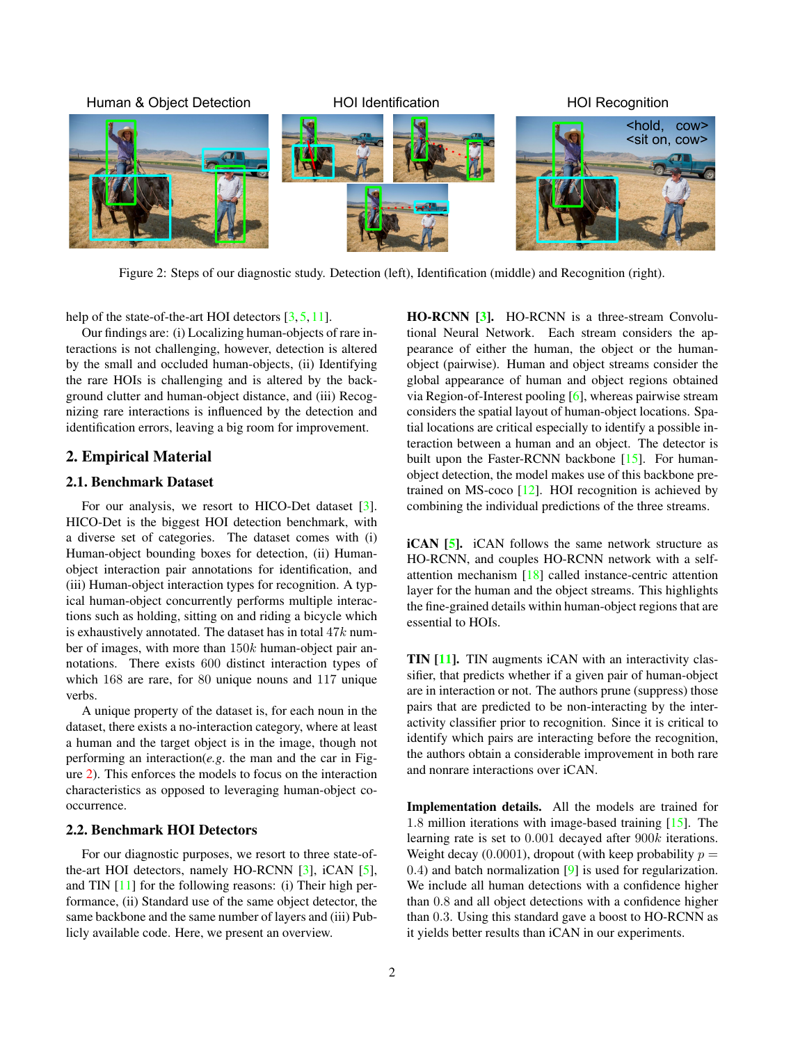Human & Object Detection — HOI Identification — HOI Recognition

<hold, cow>
<sit on, cow>

Figure 2: Steps of our diagnostic study. Detection (left), Identification (middle) and Recognition (right).

help of the state-of-the-art HOI detectors [3, 5, 11].

Our findings are: (i) Localizing human-objects of rare interactions is not challenging, however, detection is altered by the small and occluded human-objects, (ii) Identifying the rare HOIs is challenging and is altered by the background clutter and human-object distance, and (iii) Recognizing rare interactions is influenced by the detection and identification errors, leaving a big room for improvement.

## 2. Empirical Material

### 2.1. Benchmark Dataset

For our analysis, we resort to HICO-Det dataset [3]. HICO-Det is the biggest HOI detection benchmark, with a diverse set of categories. The dataset comes with (i) Human-object bounding boxes for detection, (ii) Human-object interaction pair annotations for identification, and (iii) Human-object interaction types for recognition. A typical human-object concurrently performs multiple interactions such as holding, sitting on and riding a bicycle which is exhaustively annotated. The dataset has in total $47k$ number of images, with more than $150k$ human-object pair annotations. There exists $600$ distinct interaction types of which $168$ are rare, for $80$ unique nouns and $117$ unique verbs.

A unique property of the dataset is, for each noun in the dataset, there exists a no-interaction category, where at least a human and the target object is in the image, though not performing an interaction(*e.g.* the man and the car in Figure 2). This enforces the models to focus on the interaction characteristics as opposed to leveraging human-object co-occurrence.

### 2.2. Benchmark HOI Detectors

For our diagnostic purposes, we resort to three state-of-the-art HOI detectors, namely HO-RCNN [3], iCAN [5], and TIN [11] for the following reasons: (i) Their high performance, (ii) Standard use of the same object detector, the same backbone and the same number of layers and (iii) Publicly available code. Here, we present an overview.

**HO-RCNN [3].** HO-RCNN is a three-stream Convolutional Neural Network. Each stream considers the appearance of either the human, the object or the human-object (pairwise). Human and object streams consider the global appearance of human and object regions obtained via Region-of-Interest pooling [6], whereas pairwise stream considers the spatial layout of human-object locations. Spatial locations are critical especially to identify a possible interaction between a human and an object. The detector is built upon the Faster-RCNN backbone [15]. For human-object detection, the model makes use of this backbone pre-trained on MS-coco [12]. HOI recognition is achieved by combining the individual predictions of the three streams.

**iCAN [5].** iCAN follows the same network structure as HO-RCNN, and couples HO-RCNN network with a self-attention mechanism [18] called instance-centric attention layer for the human and the object streams. This highlights the fine-grained details within human-object regions that are essential to HOIs.

**TIN [11].** TIN augments iCAN with an interactivity classifier, that predicts whether if a given pair of human-object are in interaction or not. The authors prune (suppress) those pairs that are predicted to be non-interacting by the interactivity classifier prior to recognition. Since it is critical to identify which pairs are interacting before the recognition, the authors obtain a considerable improvement in both rare and nonrare interactions over iCAN.

**Implementation details.** All the models are trained for $1.8$ million iterations with image-based training [15]. The learning rate is set to $0.001$ decayed after $900k$ iterations. Weight decay ($0.0001$), dropout (with keep probability $p = 0.4$) and batch normalization [9] is used for regularization. We include all human detections with a confidence higher than $0.8$ and all object detections with a confidence higher than $0.3$. Using this standard gave a boost to HO-RCNN as it yields better results than iCAN in our experiments.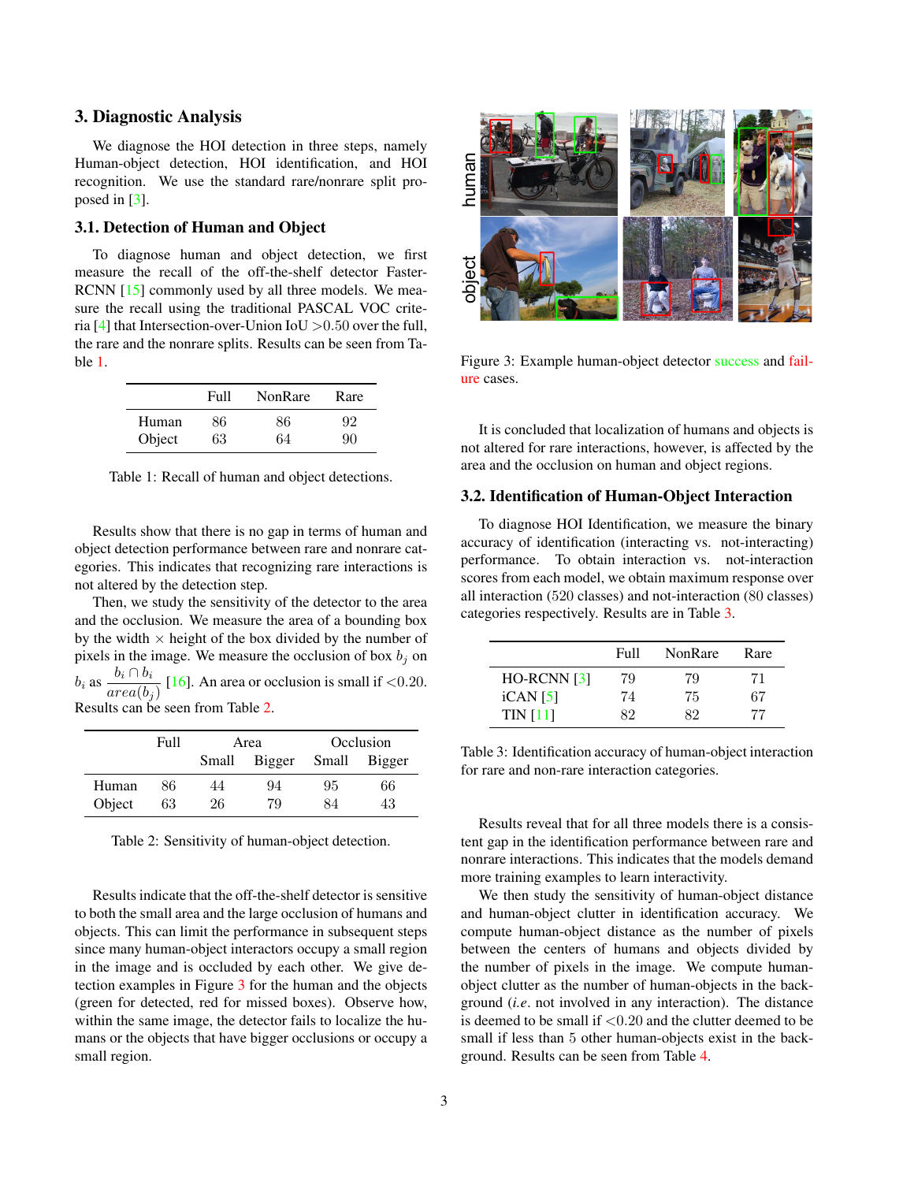## 3. Diagnostic Analysis

We diagnose the HOI detection in three steps, namely Human-object detection, HOI identification, and HOI recognition. We use the standard rare/nonrare split proposed in [3].

### 3.1. Detection of Human and Object

To diagnose human and object detection, we first measure the recall of the off-the-shelf detector Faster-RCNN [15] commonly used by all three models. We measure the recall using the traditional PASCAL VOC criteria [4] that Intersection-over-Union IoU $>0.50$ over the full, the rare and the nonrare splits. Results can be seen from Table 1.

| | Full | NonRare | Rare |
|---|---|---|---|
| Human | 86 | 86 | 92 |
| Object | 63 | 64 | 90 |

Table 1: Recall of human and object detections.

Results show that there is no gap in terms of human and object detection performance between rare and nonrare categories. This indicates that recognizing rare interactions is not altered by the detection step.

Then, we study the sensitivity of the detector to the area and the occlusion. We measure the area of a bounding box by the width $\times$ height of the box divided by the number of pixels in the image. We measure the occlusion of box $b_j$ on $b_i$ as $\frac{b_i \cap b_i}{area(b_j)}$ [16]. An area or occlusion is small if $<0.20$. Results can be seen from Table 2.

| | Full | Area | | Occlusion | |
|---|---|---|---|---|---|
| | | Small | Bigger | Small | Bigger |
| Human | 86 | 44 | 94 | 95 | 66 |
| Object | 63 | 26 | 79 | 84 | 43 |

Table 2: Sensitivity of human-object detection.

Results indicate that the off-the-shelf detector is sensitive to both the small area and the large occlusion of humans and objects. This can limit the performance in subsequent steps since many human-object interactors occupy a small region in the image and is occluded by each other. We give detection examples in Figure 3 for the human and the objects (green for detected, red for missed boxes). Observe how, within the same image, the detector fails to localize the humans or the objects that have bigger occlusions or occupy a small region.

Figure 3: Example human-object detector success and failure cases.

It is concluded that localization of humans and objects is not altered for rare interactions, however, is affected by the area and the occlusion on human and object regions.

### 3.2. Identification of Human-Object Interaction

To diagnose HOI Identification, we measure the binary accuracy of identification (interacting vs. not-interacting) performance. To obtain interaction vs. not-interaction scores from each model, we obtain maximum response over all interaction (520 classes) and not-interaction (80 classes) categories respectively. Results are in Table 3.

| | Full | NonRare | Rare |
|---|---|---|---|
| HO-RCNN [3] | 79 | 79 | 71 |
| iCAN [5] | 74 | 75 | 67 |
| TIN [11] | 82 | 82 | 77 |

Table 3: Identification accuracy of human-object interaction for rare and non-rare interaction categories.

Results reveal that for all three models there is a consistent gap in the identification performance between rare and nonrare interactions. This indicates that the models demand more training examples to learn interactivity.

We then study the sensitivity of human-object distance and human-object clutter in identification accuracy. We compute human-object distance as the number of pixels between the centers of humans and objects divided by the number of pixels in the image. We compute human-object clutter as the number of human-objects in the background (*i.e.* not involved in any interaction). The distance is deemed to be small if $<0.20$ and the clutter deemed to be small if less than 5 other human-objects exist in the background. Results can be seen from Table 4.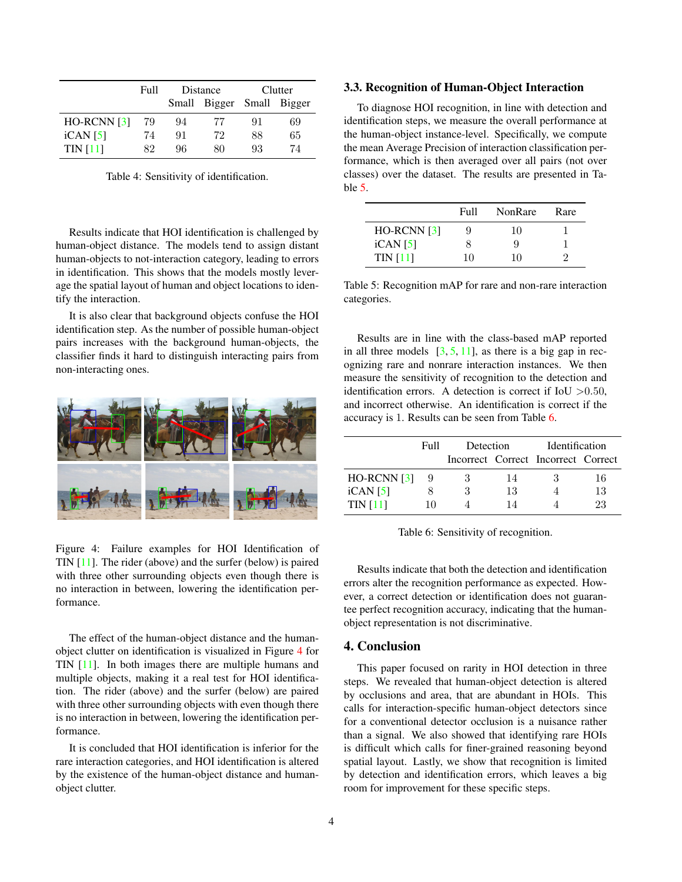|  | Full | Distance |  | Clutter |  |
|---|---|---|---|---|---|
|  |  | Small | Bigger | Small | Bigger |
| HO-RCNN [3] | 79 | 94 | 77 | 91 | 69 |
| iCAN [5] | 74 | 91 | 72 | 88 | 65 |
| TIN [11] | 82 | 96 | 80 | 93 | 74 |

Table 4: Sensitivity of identification.

Results indicate that HOI identification is challenged by human-object distance. The models tend to assign distant human-objects to not-interaction category, leading to errors in identification. This shows that the models mostly leverage the spatial layout of human and object locations to identify the interaction.

It is also clear that background objects confuse the HOI identification step. As the number of possible human-object pairs increases with the background human-objects, the classifier finds it hard to distinguish interacting pairs from non-interacting ones.

Figure 4: Failure examples for HOI Identification of TIN [11]. The rider (above) and the surfer (below) is paired with three other surrounding objects even though there is no interaction in between, lowering the identification performance.

The effect of the human-object distance and the human-object clutter on identification is visualized in Figure 4 for TIN [11]. In both images there are multiple humans and multiple objects, making it a real test for HOI identification. The rider (above) and the surfer (below) are paired with three other surrounding objects with even though there is no interaction in between, lowering the identification performance.

It is concluded that HOI identification is inferior for the rare interaction categories, and HOI identification is altered by the existence of the human-object distance and human-object clutter.

### 3.3. Recognition of Human-Object Interaction

To diagnose HOI recognition, in line with detection and identification steps, we measure the overall performance at the human-object instance-level. Specifically, we compute the mean Average Precision of interaction classification performance, which is then averaged over all pairs (not over classes) over the dataset. The results are presented in Table 5.

|  | Full | NonRare | Rare |
|---|---|---|---|
| HO-RCNN [3] | 9 | 10 | 1 |
| iCAN [5] | 8 | 9 | 1 |
| TIN [11] | 10 | 10 | 2 |

Table 5: Recognition mAP for rare and non-rare interaction categories.

Results are in line with the class-based mAP reported in all three models [3, 5, 11], as there is a big gap in recognizing rare and nonrare interaction instances. We then measure the sensitivity of recognition to the detection and identification errors. A detection is correct if IoU $>0.50$, and incorrect otherwise. An identification is correct if the accuracy is 1. Results can be seen from Table 6.

|  | Full | Detection |  | Identification |  |
|---|---|---|---|---|---|
|  |  | Incorrect | Correct | Incorrect | Correct |
| HO-RCNN [3] | 9 | 3 | 14 | 3 | 16 |
| iCAN [5] | 8 | 3 | 13 | 4 | 13 |
| TIN [11] | 10 | 4 | 14 | 4 | 23 |

Table 6: Sensitivity of recognition.

Results indicate that both the detection and identification errors alter the recognition performance as expected. However, a correct detection or identification does not guarantee perfect recognition accuracy, indicating that the human-object representation is not discriminative.

## 4. Conclusion

This paper focused on rarity in HOI detection in three steps. We revealed that human-object detection is altered by occlusions and area, that are abundant in HOIs. This calls for interaction-specific human-object detectors since for a conventional detector occlusion is a nuisance rather than a signal. We also showed that identifying rare HOIs is difficult which calls for finer-grained reasoning beyond spatial layout. Lastly, we show that recognition is limited by detection and identification errors, which leaves a big room for improvement for these specific steps.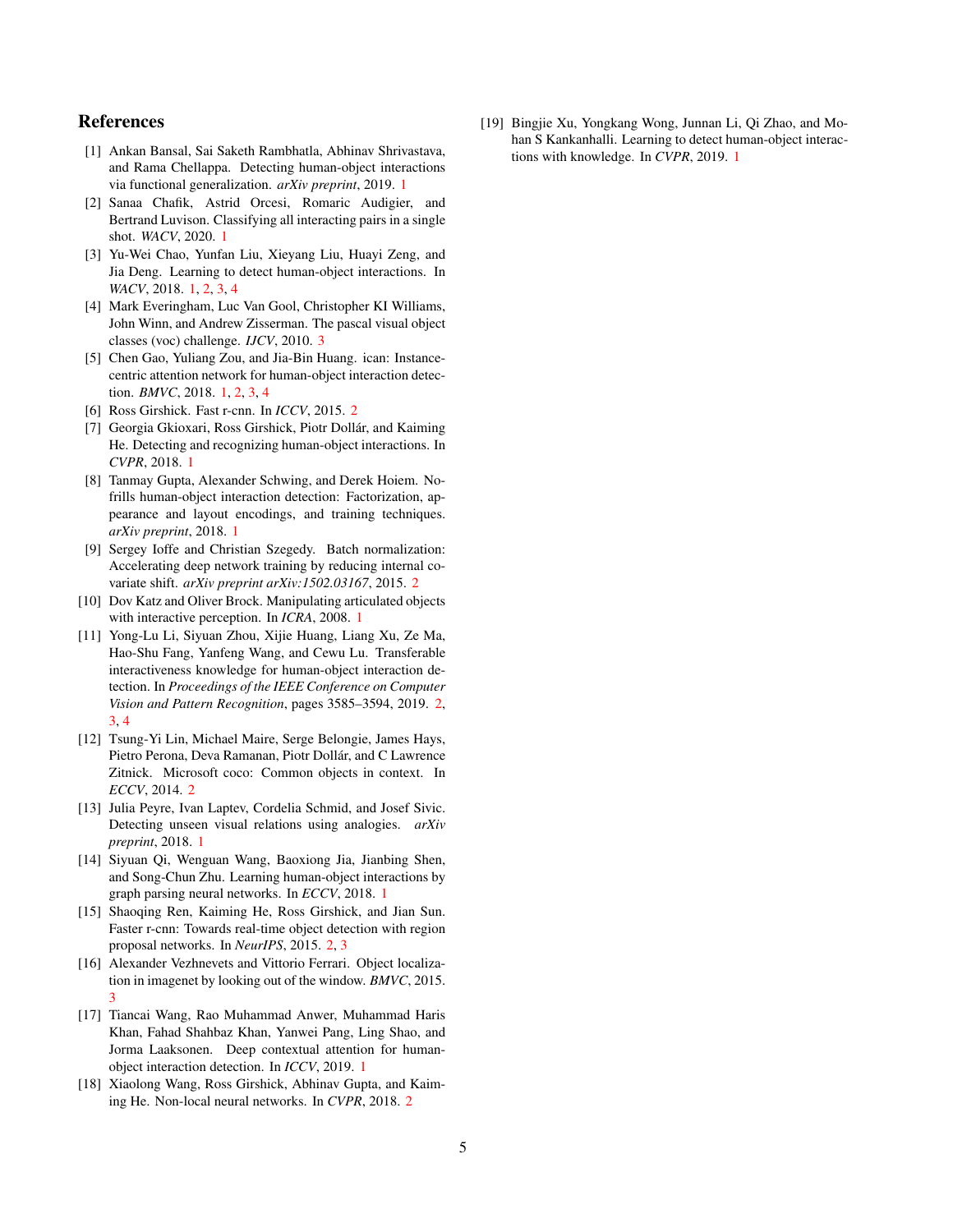## References

[1] Ankan Bansal, Sai Saketh Rambhatla, Abhinav Shrivastava, and Rama Chellappa. Detecting human-object interactions via functional generalization. *arXiv preprint*, 2019. 1

[2] Sanaa Chafik, Astrid Orcesi, Romaric Audigier, and Bertrand Luvison. Classifying all interacting pairs in a single shot. *WACV*, 2020. 1

[3] Yu-Wei Chao, Yunfan Liu, Xieyang Liu, Huayi Zeng, and Jia Deng. Learning to detect human-object interactions. In *WACV*, 2018. 1, 2, 3, 4

[4] Mark Everingham, Luc Van Gool, Christopher KI Williams, John Winn, and Andrew Zisserman. The pascal visual object classes (voc) challenge. *IJCV*, 2010. 3

[5] Chen Gao, Yuliang Zou, and Jia-Bin Huang. ican: Instance-centric attention network for human-object interaction detection. *BMVC*, 2018. 1, 2, 3, 4

[6] Ross Girshick. Fast r-cnn. In *ICCV*, 2015. 2

[7] Georgia Gkioxari, Ross Girshick, Piotr Dollár, and Kaiming He. Detecting and recognizing human-object interactions. In *CVPR*, 2018. 1

[8] Tanmay Gupta, Alexander Schwing, and Derek Hoiem. No-frills human-object interaction detection: Factorization, appearance and layout encodings, and training techniques. *arXiv preprint*, 2018. 1

[9] Sergey Ioffe and Christian Szegedy. Batch normalization: Accelerating deep network training by reducing internal covariate shift. *arXiv preprint arXiv:1502.03167*, 2015. 2

[10] Dov Katz and Oliver Brock. Manipulating articulated objects with interactive perception. In *ICRA*, 2008. 1

[11] Yong-Lu Li, Siyuan Zhou, Xijie Huang, Liang Xu, Ze Ma, Hao-Shu Fang, Yanfeng Wang, and Cewu Lu. Transferable interactiveness knowledge for human-object interaction detection. In *Proceedings of the IEEE Conference on Computer Vision and Pattern Recognition*, pages 3585–3594, 2019. 2, 3, 4

[12] Tsung-Yi Lin, Michael Maire, Serge Belongie, James Hays, Pietro Perona, Deva Ramanan, Piotr Dollár, and C Lawrence Zitnick. Microsoft coco: Common objects in context. In *ECCV*, 2014. 2

[13] Julia Peyre, Ivan Laptev, Cordelia Schmid, and Josef Sivic. Detecting unseen visual relations using analogies. *arXiv preprint*, 2018. 1

[14] Siyuan Qi, Wenguan Wang, Baoxiong Jia, Jianbing Shen, and Song-Chun Zhu. Learning human-object interactions by graph parsing neural networks. In *ECCV*, 2018. 1

[15] Shaoqing Ren, Kaiming He, Ross Girshick, and Jian Sun. Faster r-cnn: Towards real-time object detection with region proposal networks. In *NeurIPS*, 2015. 2, 3

[16] Alexander Vezhnevets and Vittorio Ferrari. Object localization in imagenet by looking out of the window. *BMVC*, 2015. 3

[17] Tiancai Wang, Rao Muhammad Anwer, Muhammad Haris Khan, Fahad Shahbaz Khan, Yanwei Pang, Ling Shao, and Jorma Laaksonen. Deep contextual attention for human-object interaction detection. In *ICCV*, 2019. 1

[18] Xiaolong Wang, Ross Girshick, Abhinav Gupta, and Kaiming He. Non-local neural networks. In *CVPR*, 2018. 2

[19] Bingjie Xu, Yongkang Wong, Junnan Li, Qi Zhao, and Mohan S Kankanhalli. Learning to detect human-object interactions with knowledge. In *CVPR*, 2019. 1